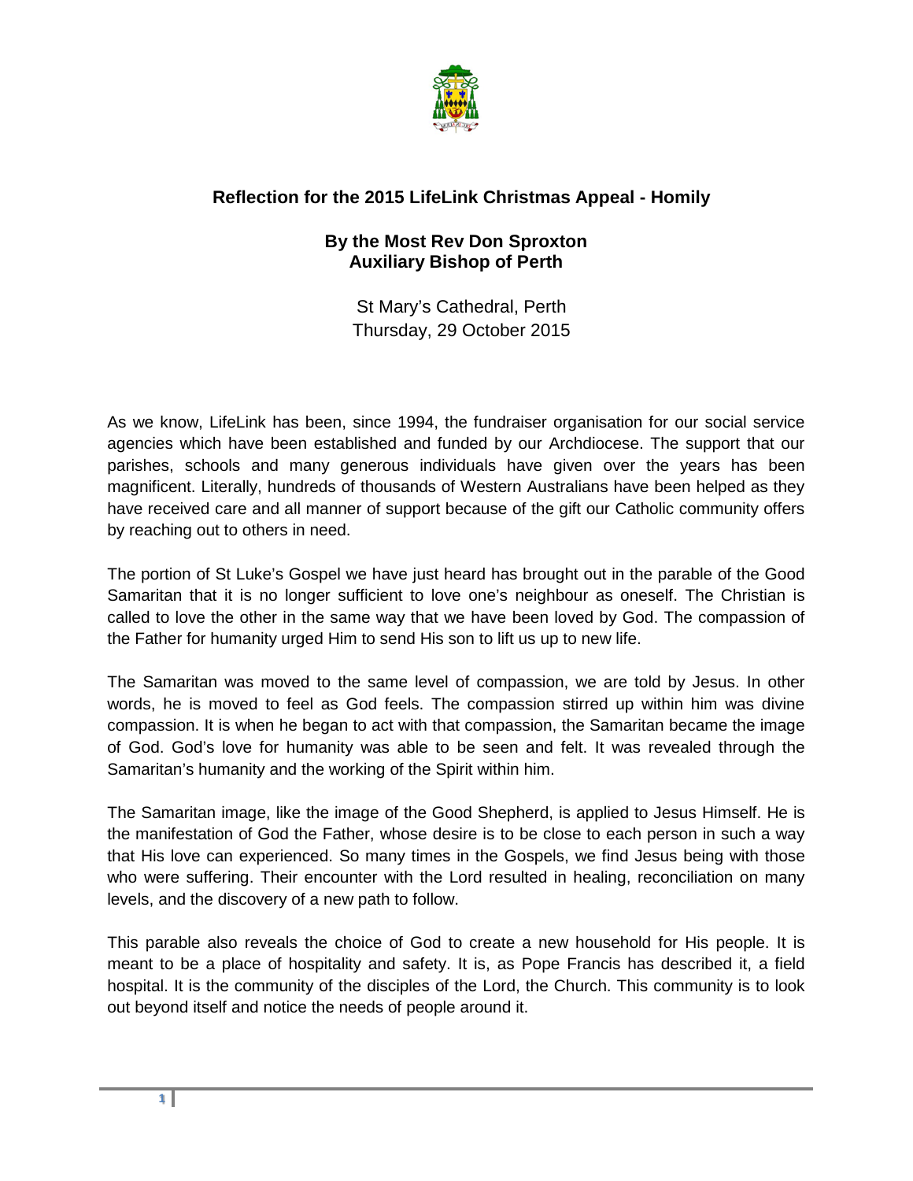## Reflection for the 2015 LifeLink Christmas Appeal - Homily

**By the Most Rev Don Sproxton**
**Auxiliary Bishop of Perth**

St Mary's Cathedral, Perth
Thursday, 29 October 2015

As we know, LifeLink has been, since 1994, the fundraiser organisation for our social service agencies which have been established and funded by our Archdiocese. The support that our parishes, schools and many generous individuals have given over the years has been magnificent. Literally, hundreds of thousands of Western Australians have been helped as they have received care and all manner of support because of the gift our Catholic community offers by reaching out to others in need.

The portion of St Luke's Gospel we have just heard has brought out in the parable of the Good Samaritan that it is no longer sufficient to love one's neighbour as oneself. The Christian is called to love the other in the same way that we have been loved by God. The compassion of the Father for humanity urged Him to send His son to lift us up to new life.

The Samaritan was moved to the same level of compassion, we are told by Jesus. In other words, he is moved to feel as God feels. The compassion stirred up within him was divine compassion. It is when he began to act with that compassion, the Samaritan became the image of God. God's love for humanity was able to be seen and felt. It was revealed through the Samaritan's humanity and the working of the Spirit within him.

The Samaritan image, like the image of the Good Shepherd, is applied to Jesus Himself. He is the manifestation of God the Father, whose desire is to be close to each person in such a way that His love can experienced. So many times in the Gospels, we find Jesus being with those who were suffering. Their encounter with the Lord resulted in healing, reconciliation on many levels, and the discovery of a new path to follow.

This parable also reveals the choice of God to create a new household for His people. It is meant to be a place of hospitality and safety. It is, as Pope Francis has described it, a field hospital. It is the community of the disciples of the Lord, the Church. This community is to look out beyond itself and notice the needs of people around it.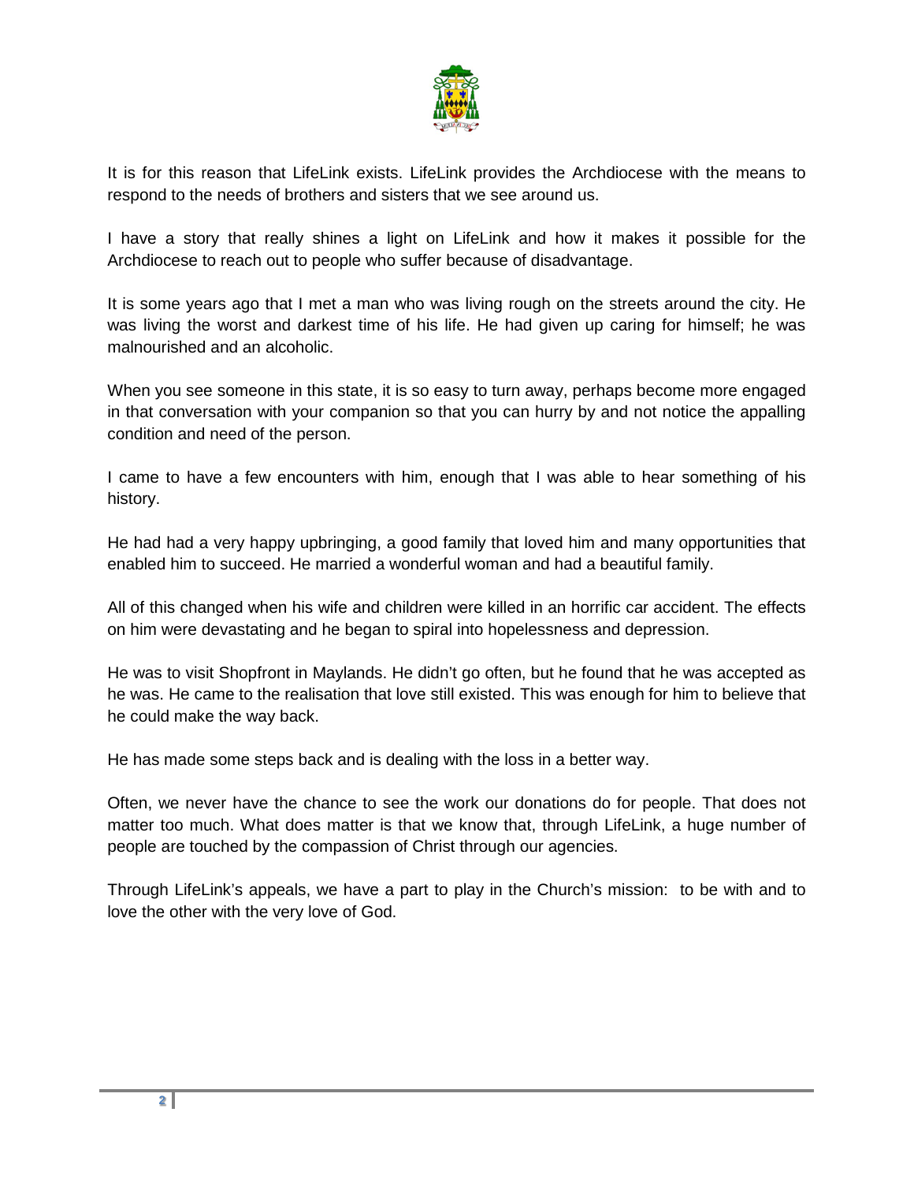It is for this reason that LifeLink exists. LifeLink provides the Archdiocese with the means to respond to the needs of brothers and sisters that we see around us.

I have a story that really shines a light on LifeLink and how it makes it possible for the Archdiocese to reach out to people who suffer because of disadvantage.

It is some years ago that I met a man who was living rough on the streets around the city. He was living the worst and darkest time of his life. He had given up caring for himself; he was malnourished and an alcoholic.

When you see someone in this state, it is so easy to turn away, perhaps become more engaged in that conversation with your companion so that you can hurry by and not notice the appalling condition and need of the person.

I came to have a few encounters with him, enough that I was able to hear something of his history.

He had had a very happy upbringing, a good family that loved him and many opportunities that enabled him to succeed. He married a wonderful woman and had a beautiful family.

All of this changed when his wife and children were killed in an horrific car accident. The effects on him were devastating and he began to spiral into hopelessness and depression.

He was to visit Shopfront in Maylands. He didn't go often, but he found that he was accepted as he was. He came to the realisation that love still existed. This was enough for him to believe that he could make the way back.

He has made some steps back and is dealing with the loss in a better way.

Often, we never have the chance to see the work our donations do for people. That does not matter too much. What does matter is that we know that, through LifeLink, a huge number of people are touched by the compassion of Christ through our agencies.

Through LifeLink's appeals, we have a part to play in the Church's mission: to be with and to love the other with the very love of God.